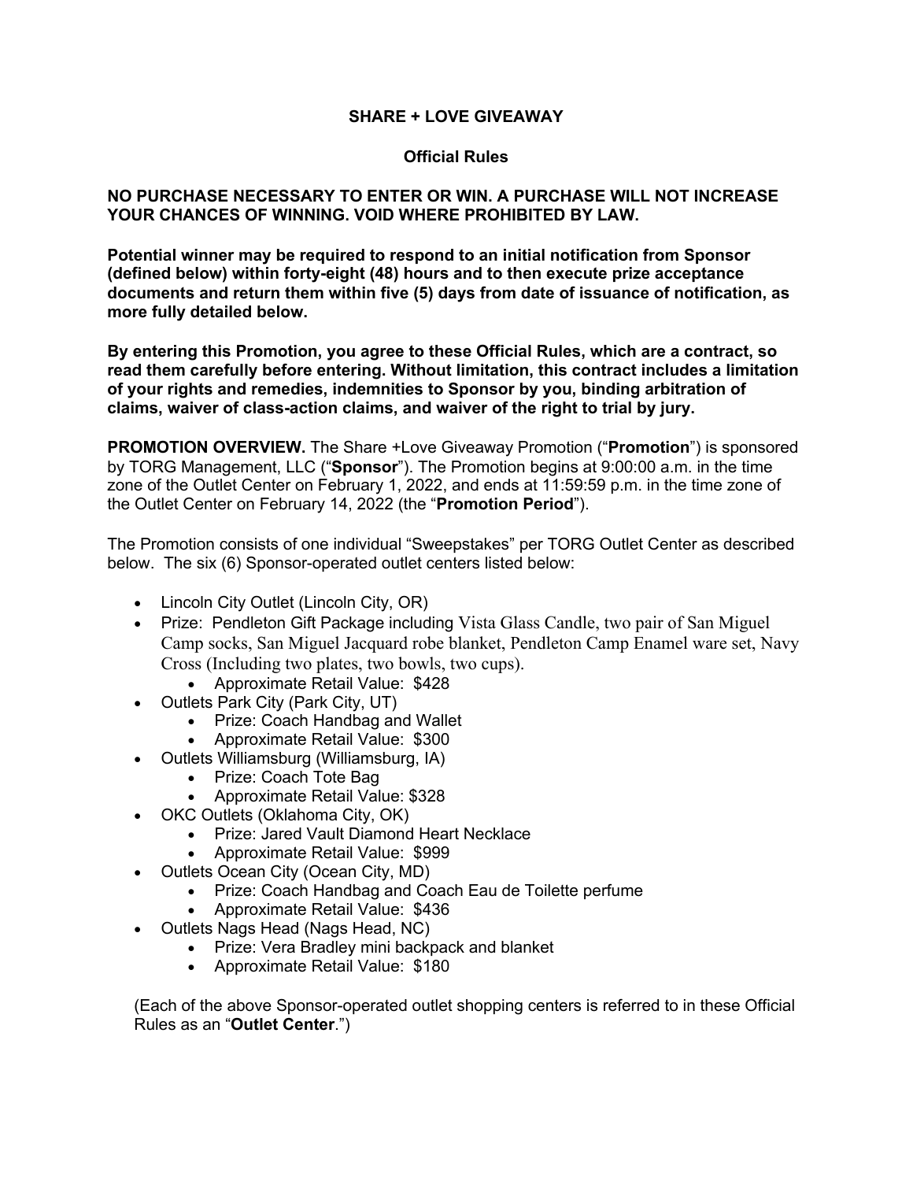# SHARE + LOVE GIVEAWAY

## Official Rules

**NO PURCHASE NECESSARY TO ENTER OR WIN. A PURCHASE WILL NOT INCREASE YOUR CHANCES OF WINNING. VOID WHERE PROHIBITED BY LAW.**

**Potential winner may be required to respond to an initial notification from Sponsor (defined below) within forty-eight (48) hours and to then execute prize acceptance documents and return them within five (5) days from date of issuance of notification, as more fully detailed below.**

**By entering this Promotion, you agree to these Official Rules, which are a contract, so read them carefully before entering. Without limitation, this contract includes a limitation of your rights and remedies, indemnities to Sponsor by you, binding arbitration of claims, waiver of class-action claims, and waiver of the right to trial by jury.**

**PROMOTION OVERVIEW.** The Share +Love Giveaway Promotion ("**Promotion**") is sponsored by TORG Management, LLC ("**Sponsor**"). The Promotion begins at 9:00:00 a.m. in the time zone of the Outlet Center on February 1, 2022, and ends at 11:59:59 p.m. in the time zone of the Outlet Center on February 14, 2022 (the "**Promotion Period**").

The Promotion consists of one individual "Sweepstakes" per TORG Outlet Center as described below. The six (6) Sponsor-operated outlet centers listed below:

- Lincoln City Outlet (Lincoln City, OR)
- Prize: Pendleton Gift Package including Vista Glass Candle, two pair of San Miguel Camp socks, San Miguel Jacquard robe blanket, Pendleton Camp Enamel ware set, Navy Cross (Including two plates, two bowls, two cups).
  - Approximate Retail Value: $428
- Outlets Park City (Park City, UT)
  - Prize: Coach Handbag and Wallet
  - Approximate Retail Value: $300
- Outlets Williamsburg (Williamsburg, IA)
  - Prize: Coach Tote Bag
  - Approximate Retail Value: $328
- OKC Outlets (Oklahoma City, OK)
  - Prize: Jared Vault Diamond Heart Necklace
  - Approximate Retail Value: $999
- Outlets Ocean City (Ocean City, MD)
  - Prize: Coach Handbag and Coach Eau de Toilette perfume
  - Approximate Retail Value: $436
- Outlets Nags Head (Nags Head, NC)
  - Prize: Vera Bradley mini backpack and blanket
  - Approximate Retail Value: $180

(Each of the above Sponsor-operated outlet shopping centers is referred to in these Official Rules as an "**Outlet Center**.")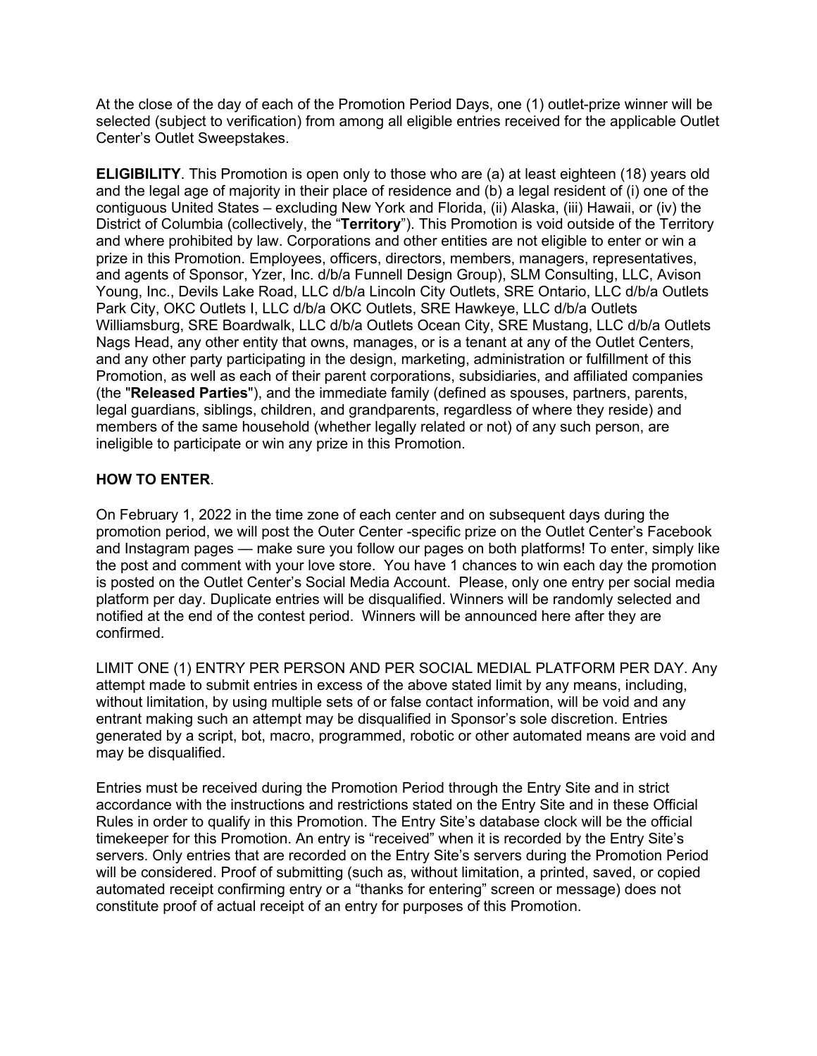At the close of the day of each of the Promotion Period Days, one (1) outlet-prize winner will be selected (subject to verification) from among all eligible entries received for the applicable Outlet Center's Outlet Sweepstakes.

**ELIGIBILITY**. This Promotion is open only to those who are (a) at least eighteen (18) years old and the legal age of majority in their place of residence and (b) a legal resident of (i) one of the contiguous United States – excluding New York and Florida, (ii) Alaska, (iii) Hawaii, or (iv) the District of Columbia (collectively, the "**Territory**"). This Promotion is void outside of the Territory and where prohibited by law. Corporations and other entities are not eligible to enter or win a prize in this Promotion. Employees, officers, directors, members, managers, representatives, and agents of Sponsor, Yzer, Inc. d/b/a Funnell Design Group), SLM Consulting, LLC, Avison Young, Inc., Devils Lake Road, LLC d/b/a Lincoln City Outlets, SRE Ontario, LLC d/b/a Outlets Park City, OKC Outlets I, LLC d/b/a OKC Outlets, SRE Hawkeye, LLC d/b/a Outlets Williamsburg, SRE Boardwalk, LLC d/b/a Outlets Ocean City, SRE Mustang, LLC d/b/a Outlets Nags Head, any other entity that owns, manages, or is a tenant at any of the Outlet Centers, and any other party participating in the design, marketing, administration or fulfillment of this Promotion, as well as each of their parent corporations, subsidiaries, and affiliated companies (the "**Released Parties**"), and the immediate family (defined as spouses, partners, parents, legal guardians, siblings, children, and grandparents, regardless of where they reside) and members of the same household (whether legally related or not) of any such person, are ineligible to participate or win any prize in this Promotion.

**HOW TO ENTER**.

On February 1, 2022 in the time zone of each center and on subsequent days during the promotion period, we will post the Outer Center -specific prize on the Outlet Center's Facebook and Instagram pages — make sure you follow our pages on both platforms! To enter, simply like the post and comment with your love store. You have 1 chances to win each day the promotion is posted on the Outlet Center's Social Media Account. Please, only one entry per social media platform per day. Duplicate entries will be disqualified. Winners will be randomly selected and notified at the end of the contest period. Winners will be announced here after they are confirmed.

LIMIT ONE (1) ENTRY PER PERSON AND PER SOCIAL MEDIAL PLATFORM PER DAY. Any attempt made to submit entries in excess of the above stated limit by any means, including, without limitation, by using multiple sets of or false contact information, will be void and any entrant making such an attempt may be disqualified in Sponsor's sole discretion. Entries generated by a script, bot, macro, programmed, robotic or other automated means are void and may be disqualified.

Entries must be received during the Promotion Period through the Entry Site and in strict accordance with the instructions and restrictions stated on the Entry Site and in these Official Rules in order to qualify in this Promotion. The Entry Site's database clock will be the official timekeeper for this Promotion. An entry is "received" when it is recorded by the Entry Site's servers. Only entries that are recorded on the Entry Site's servers during the Promotion Period will be considered. Proof of submitting (such as, without limitation, a printed, saved, or copied automated receipt confirming entry or a "thanks for entering" screen or message) does not constitute proof of actual receipt of an entry for purposes of this Promotion.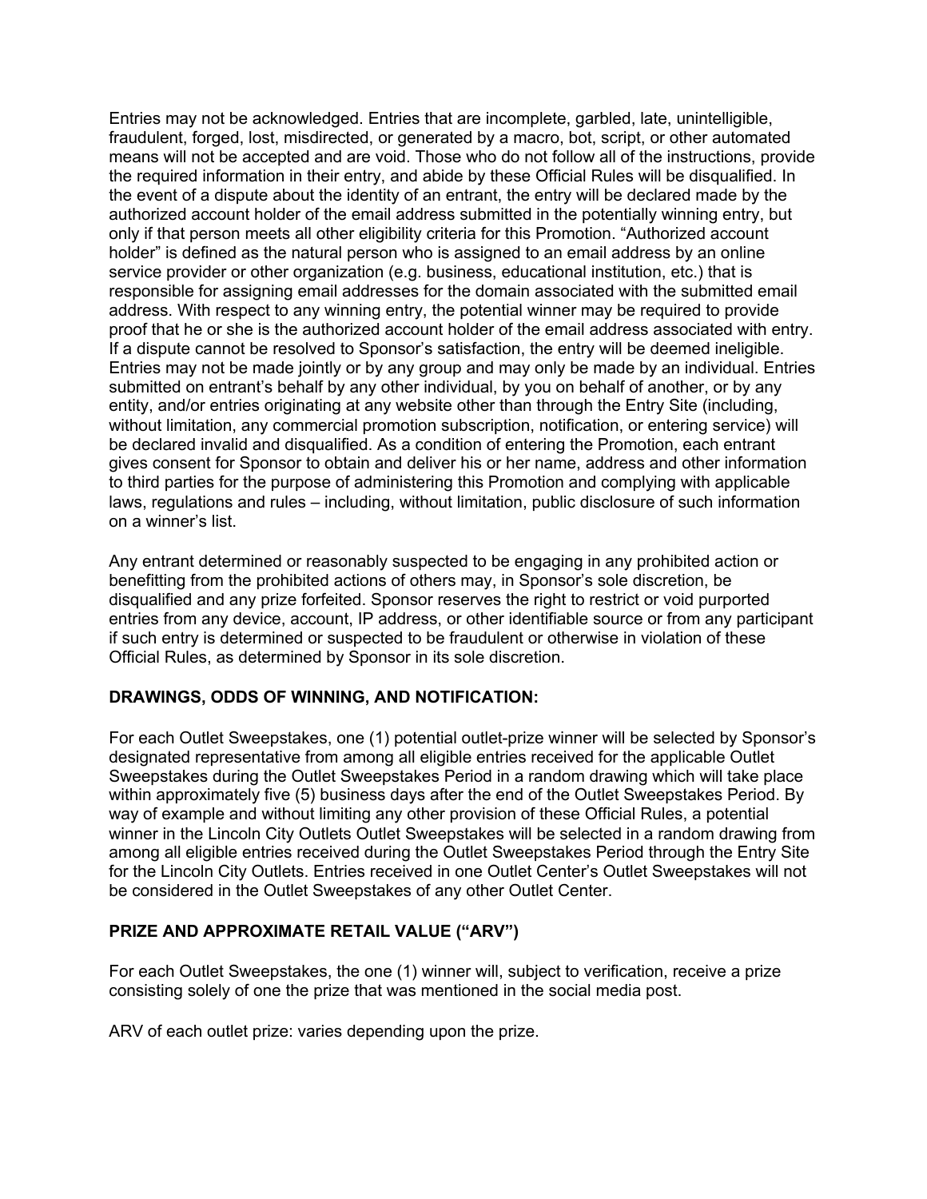Entries may not be acknowledged. Entries that are incomplete, garbled, late, unintelligible, fraudulent, forged, lost, misdirected, or generated by a macro, bot, script, or other automated means will not be accepted and are void. Those who do not follow all of the instructions, provide the required information in their entry, and abide by these Official Rules will be disqualified. In the event of a dispute about the identity of an entrant, the entry will be declared made by the authorized account holder of the email address submitted in the potentially winning entry, but only if that person meets all other eligibility criteria for this Promotion. "Authorized account holder" is defined as the natural person who is assigned to an email address by an online service provider or other organization (e.g. business, educational institution, etc.) that is responsible for assigning email addresses for the domain associated with the submitted email address. With respect to any winning entry, the potential winner may be required to provide proof that he or she is the authorized account holder of the email address associated with entry. If a dispute cannot be resolved to Sponsor's satisfaction, the entry will be deemed ineligible. Entries may not be made jointly or by any group and may only be made by an individual. Entries submitted on entrant's behalf by any other individual, by you on behalf of another, or by any entity, and/or entries originating at any website other than through the Entry Site (including, without limitation, any commercial promotion subscription, notification, or entering service) will be declared invalid and disqualified. As a condition of entering the Promotion, each entrant gives consent for Sponsor to obtain and deliver his or her name, address and other information to third parties for the purpose of administering this Promotion and complying with applicable laws, regulations and rules – including, without limitation, public disclosure of such information on a winner's list.

Any entrant determined or reasonably suspected to be engaging in any prohibited action or benefitting from the prohibited actions of others may, in Sponsor's sole discretion, be disqualified and any prize forfeited. Sponsor reserves the right to restrict or void purported entries from any device, account, IP address, or other identifiable source or from any participant if such entry is determined or suspected to be fraudulent or otherwise in violation of these Official Rules, as determined by Sponsor in its sole discretion.

**DRAWINGS, ODDS OF WINNING, AND NOTIFICATION:**

For each Outlet Sweepstakes, one (1) potential outlet-prize winner will be selected by Sponsor's designated representative from among all eligible entries received for the applicable Outlet Sweepstakes during the Outlet Sweepstakes Period in a random drawing which will take place within approximately five (5) business days after the end of the Outlet Sweepstakes Period. By way of example and without limiting any other provision of these Official Rules, a potential winner in the Lincoln City Outlets Outlet Sweepstakes will be selected in a random drawing from among all eligible entries received during the Outlet Sweepstakes Period through the Entry Site for the Lincoln City Outlets. Entries received in one Outlet Center's Outlet Sweepstakes will not be considered in the Outlet Sweepstakes of any other Outlet Center.

**PRIZE AND APPROXIMATE RETAIL VALUE ("ARV")**

For each Outlet Sweepstakes, the one (1) winner will, subject to verification, receive a prize consisting solely of one the prize that was mentioned in the social media post.

ARV of each outlet prize: varies depending upon the prize.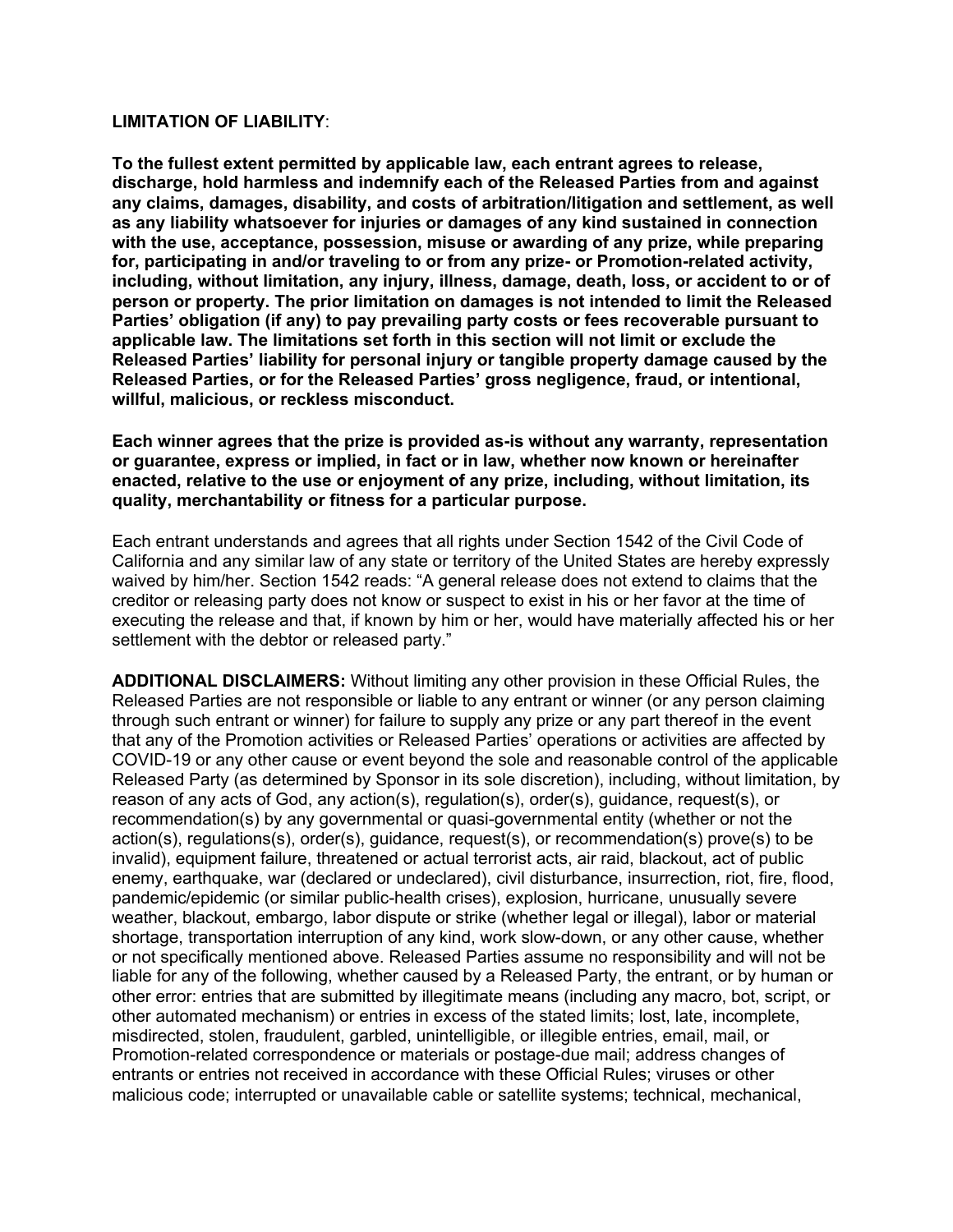**LIMITATION OF LIABILITY**:

**To the fullest extent permitted by applicable law, each entrant agrees to release, discharge, hold harmless and indemnify each of the Released Parties from and against any claims, damages, disability, and costs of arbitration/litigation and settlement, as well as any liability whatsoever for injuries or damages of any kind sustained in connection with the use, acceptance, possession, misuse or awarding of any prize, while preparing for, participating in and/or traveling to or from any prize- or Promotion-related activity, including, without limitation, any injury, illness, damage, death, loss, or accident to or of person or property. The prior limitation on damages is not intended to limit the Released Parties' obligation (if any) to pay prevailing party costs or fees recoverable pursuant to applicable law. The limitations set forth in this section will not limit or exclude the Released Parties' liability for personal injury or tangible property damage caused by the Released Parties, or for the Released Parties' gross negligence, fraud, or intentional, willful, malicious, or reckless misconduct.**

**Each winner agrees that the prize is provided as-is without any warranty, representation or guarantee, express or implied, in fact or in law, whether now known or hereinafter enacted, relative to the use or enjoyment of any prize, including, without limitation, its quality, merchantability or fitness for a particular purpose.**

Each entrant understands and agrees that all rights under Section 1542 of the Civil Code of California and any similar law of any state or territory of the United States are hereby expressly waived by him/her. Section 1542 reads: "A general release does not extend to claims that the creditor or releasing party does not know or suspect to exist in his or her favor at the time of executing the release and that, if known by him or her, would have materially affected his or her settlement with the debtor or released party."

**ADDITIONAL DISCLAIMERS:** Without limiting any other provision in these Official Rules, the Released Parties are not responsible or liable to any entrant or winner (or any person claiming through such entrant or winner) for failure to supply any prize or any part thereof in the event that any of the Promotion activities or Released Parties' operations or activities are affected by COVID-19 or any other cause or event beyond the sole and reasonable control of the applicable Released Party (as determined by Sponsor in its sole discretion), including, without limitation, by reason of any acts of God, any action(s), regulation(s), order(s), guidance, request(s), or recommendation(s) by any governmental or quasi-governmental entity (whether or not the action(s), regulations(s), order(s), guidance, request(s), or recommendation(s) prove(s) to be invalid), equipment failure, threatened or actual terrorist acts, air raid, blackout, act of public enemy, earthquake, war (declared or undeclared), civil disturbance, insurrection, riot, fire, flood, pandemic/epidemic (or similar public-health crises), explosion, hurricane, unusually severe weather, blackout, embargo, labor dispute or strike (whether legal or illegal), labor or material shortage, transportation interruption of any kind, work slow-down, or any other cause, whether or not specifically mentioned above. Released Parties assume no responsibility and will not be liable for any of the following, whether caused by a Released Party, the entrant, or by human or other error: entries that are submitted by illegitimate means (including any macro, bot, script, or other automated mechanism) or entries in excess of the stated limits; lost, late, incomplete, misdirected, stolen, fraudulent, garbled, unintelligible, or illegible entries, email, mail, or Promotion-related correspondence or materials or postage-due mail; address changes of entrants or entries not received in accordance with these Official Rules; viruses or other malicious code; interrupted or unavailable cable or satellite systems; technical, mechanical,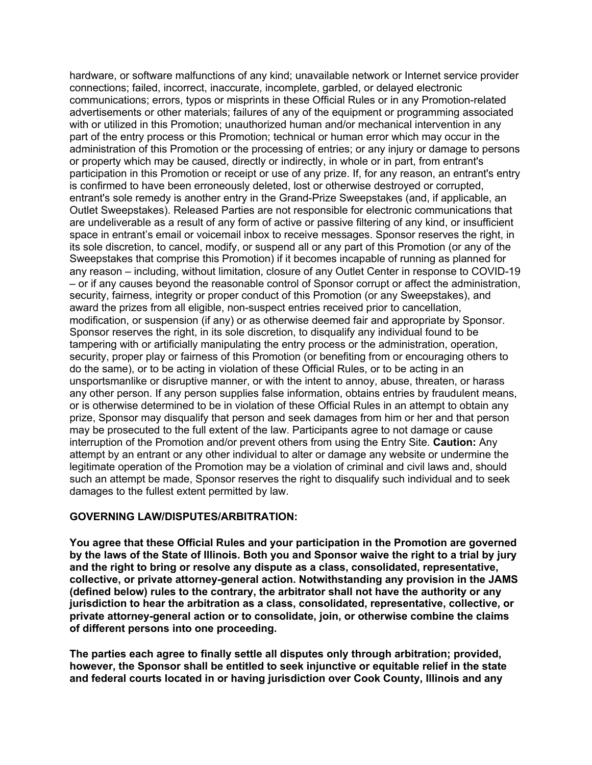hardware, or software malfunctions of any kind; unavailable network or Internet service provider connections; failed, incorrect, inaccurate, incomplete, garbled, or delayed electronic communications; errors, typos or misprints in these Official Rules or in any Promotion-related advertisements or other materials; failures of any of the equipment or programming associated with or utilized in this Promotion; unauthorized human and/or mechanical intervention in any part of the entry process or this Promotion; technical or human error which may occur in the administration of this Promotion or the processing of entries; or any injury or damage to persons or property which may be caused, directly or indirectly, in whole or in part, from entrant's participation in this Promotion or receipt or use of any prize. If, for any reason, an entrant's entry is confirmed to have been erroneously deleted, lost or otherwise destroyed or corrupted, entrant's sole remedy is another entry in the Grand-Prize Sweepstakes (and, if applicable, an Outlet Sweepstakes). Released Parties are not responsible for electronic communications that are undeliverable as a result of any form of active or passive filtering of any kind, or insufficient space in entrant's email or voicemail inbox to receive messages. Sponsor reserves the right, in its sole discretion, to cancel, modify, or suspend all or any part of this Promotion (or any of the Sweepstakes that comprise this Promotion) if it becomes incapable of running as planned for any reason – including, without limitation, closure of any Outlet Center in response to COVID-19 – or if any causes beyond the reasonable control of Sponsor corrupt or affect the administration, security, fairness, integrity or proper conduct of this Promotion (or any Sweepstakes), and award the prizes from all eligible, non-suspect entries received prior to cancellation, modification, or suspension (if any) or as otherwise deemed fair and appropriate by Sponsor. Sponsor reserves the right, in its sole discretion, to disqualify any individual found to be tampering with or artificially manipulating the entry process or the administration, operation, security, proper play or fairness of this Promotion (or benefiting from or encouraging others to do the same), or to be acting in violation of these Official Rules, or to be acting in an unsportsmanlike or disruptive manner, or with the intent to annoy, abuse, threaten, or harass any other person. If any person supplies false information, obtains entries by fraudulent means, or is otherwise determined to be in violation of these Official Rules in an attempt to obtain any prize, Sponsor may disqualify that person and seek damages from him or her and that person may be prosecuted to the full extent of the law. Participants agree to not damage or cause interruption of the Promotion and/or prevent others from using the Entry Site. **Caution:** Any attempt by an entrant or any other individual to alter or damage any website or undermine the legitimate operation of the Promotion may be a violation of criminal and civil laws and, should such an attempt be made, Sponsor reserves the right to disqualify such individual and to seek damages to the fullest extent permitted by law.

**GOVERNING LAW/DISPUTES/ARBITRATION:**

**You agree that these Official Rules and your participation in the Promotion are governed by the laws of the State of Illinois. Both you and Sponsor waive the right to a trial by jury and the right to bring or resolve any dispute as a class, consolidated, representative, collective, or private attorney-general action. Notwithstanding any provision in the JAMS (defined below) rules to the contrary, the arbitrator shall not have the authority or any jurisdiction to hear the arbitration as a class, consolidated, representative, collective, or private attorney-general action or to consolidate, join, or otherwise combine the claims of different persons into one proceeding.**

**The parties each agree to finally settle all disputes only through arbitration; provided, however, the Sponsor shall be entitled to seek injunctive or equitable relief in the state and federal courts located in or having jurisdiction over Cook County, Illinois and any**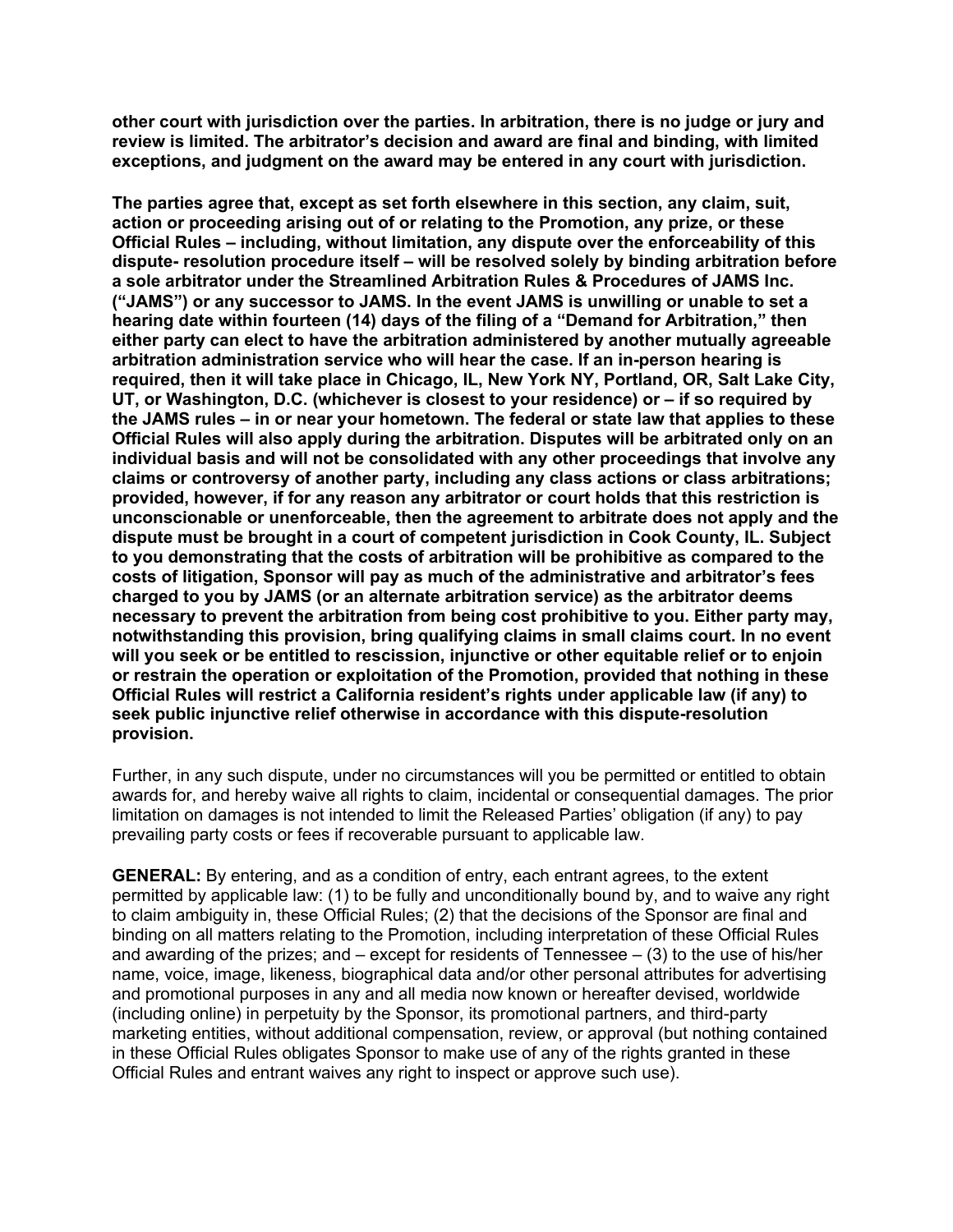**other court with jurisdiction over the parties. In arbitration, there is no judge or jury and review is limited. The arbitrator's decision and award are final and binding, with limited exceptions, and judgment on the award may be entered in any court with jurisdiction.**

**The parties agree that, except as set forth elsewhere in this section, any claim, suit, action or proceeding arising out of or relating to the Promotion, any prize, or these Official Rules – including, without limitation, any dispute over the enforceability of this dispute- resolution procedure itself – will be resolved solely by binding arbitration before a sole arbitrator under the Streamlined Arbitration Rules & Procedures of JAMS Inc. ("JAMS") or any successor to JAMS. In the event JAMS is unwilling or unable to set a hearing date within fourteen (14) days of the filing of a "Demand for Arbitration," then either party can elect to have the arbitration administered by another mutually agreeable arbitration administration service who will hear the case. If an in-person hearing is required, then it will take place in Chicago, IL, New York NY, Portland, OR, Salt Lake City, UT, or Washington, D.C. (whichever is closest to your residence) or – if so required by the JAMS rules – in or near your hometown. The federal or state law that applies to these Official Rules will also apply during the arbitration. Disputes will be arbitrated only on an individual basis and will not be consolidated with any other proceedings that involve any claims or controversy of another party, including any class actions or class arbitrations; provided, however, if for any reason any arbitrator or court holds that this restriction is unconscionable or unenforceable, then the agreement to arbitrate does not apply and the dispute must be brought in a court of competent jurisdiction in Cook County, IL. Subject to you demonstrating that the costs of arbitration will be prohibitive as compared to the costs of litigation, Sponsor will pay as much of the administrative and arbitrator's fees charged to you by JAMS (or an alternate arbitration service) as the arbitrator deems necessary to prevent the arbitration from being cost prohibitive to you. Either party may, notwithstanding this provision, bring qualifying claims in small claims court. In no event will you seek or be entitled to rescission, injunctive or other equitable relief or to enjoin or restrain the operation or exploitation of the Promotion, provided that nothing in these Official Rules will restrict a California resident's rights under applicable law (if any) to seek public injunctive relief otherwise in accordance with this dispute-resolution provision.**

Further, in any such dispute, under no circumstances will you be permitted or entitled to obtain awards for, and hereby waive all rights to claim, incidental or consequential damages. The prior limitation on damages is not intended to limit the Released Parties' obligation (if any) to pay prevailing party costs or fees if recoverable pursuant to applicable law.

**GENERAL:** By entering, and as a condition of entry, each entrant agrees, to the extent permitted by applicable law: (1) to be fully and unconditionally bound by, and to waive any right to claim ambiguity in, these Official Rules; (2) that the decisions of the Sponsor are final and binding on all matters relating to the Promotion, including interpretation of these Official Rules and awarding of the prizes; and – except for residents of Tennessee – (3) to the use of his/her name, voice, image, likeness, biographical data and/or other personal attributes for advertising and promotional purposes in any and all media now known or hereafter devised, worldwide (including online) in perpetuity by the Sponsor, its promotional partners, and third-party marketing entities, without additional compensation, review, or approval (but nothing contained in these Official Rules obligates Sponsor to make use of any of the rights granted in these Official Rules and entrant waives any right to inspect or approve such use).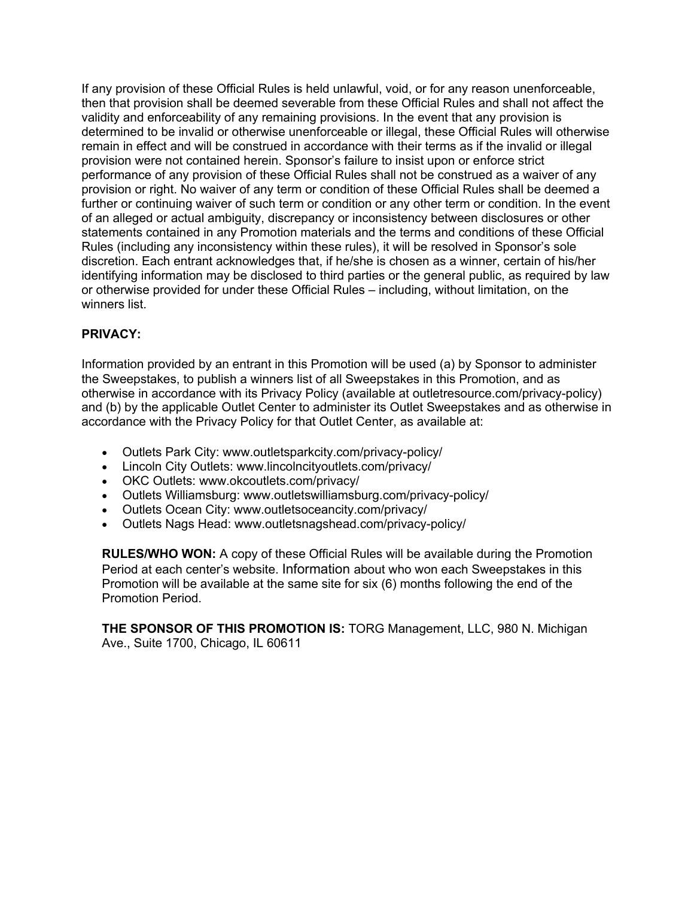If any provision of these Official Rules is held unlawful, void, or for any reason unenforceable, then that provision shall be deemed severable from these Official Rules and shall not affect the validity and enforceability of any remaining provisions. In the event that any provision is determined to be invalid or otherwise unenforceable or illegal, these Official Rules will otherwise remain in effect and will be construed in accordance with their terms as if the invalid or illegal provision were not contained herein. Sponsor's failure to insist upon or enforce strict performance of any provision of these Official Rules shall not be construed as a waiver of any provision or right. No waiver of any term or condition of these Official Rules shall be deemed a further or continuing waiver of such term or condition or any other term or condition. In the event of an alleged or actual ambiguity, discrepancy or inconsistency between disclosures or other statements contained in any Promotion materials and the terms and conditions of these Official Rules (including any inconsistency within these rules), it will be resolved in Sponsor's sole discretion. Each entrant acknowledges that, if he/she is chosen as a winner, certain of his/her identifying information may be disclosed to third parties or the general public, as required by law or otherwise provided for under these Official Rules – including, without limitation, on the winners list.

**PRIVACY:**

Information provided by an entrant in this Promotion will be used (a) by Sponsor to administer the Sweepstakes, to publish a winners list of all Sweepstakes in this Promotion, and as otherwise in accordance with its Privacy Policy (available at outletresource.com/privacy-policy) and (b) by the applicable Outlet Center to administer its Outlet Sweepstakes and as otherwise in accordance with the Privacy Policy for that Outlet Center, as available at:

- Outlets Park City: www.outletsparkcity.com/privacy-policy/
- Lincoln City Outlets: www.lincolncityoutlets.com/privacy/
- OKC Outlets: www.okcoutlets.com/privacy/
- Outlets Williamsburg: www.outletswilliamsburg.com/privacy-policy/
- Outlets Ocean City: www.outletsoceancity.com/privacy/
- Outlets Nags Head: www.outletsnagshead.com/privacy-policy/

**RULES/WHO WON:** A copy of these Official Rules will be available during the Promotion Period at each center's website. Information about who won each Sweepstakes in this Promotion will be available at the same site for six (6) months following the end of the Promotion Period.

**THE SPONSOR OF THIS PROMOTION IS:** TORG Management, LLC, 980 N. Michigan Ave., Suite 1700, Chicago, IL 60611